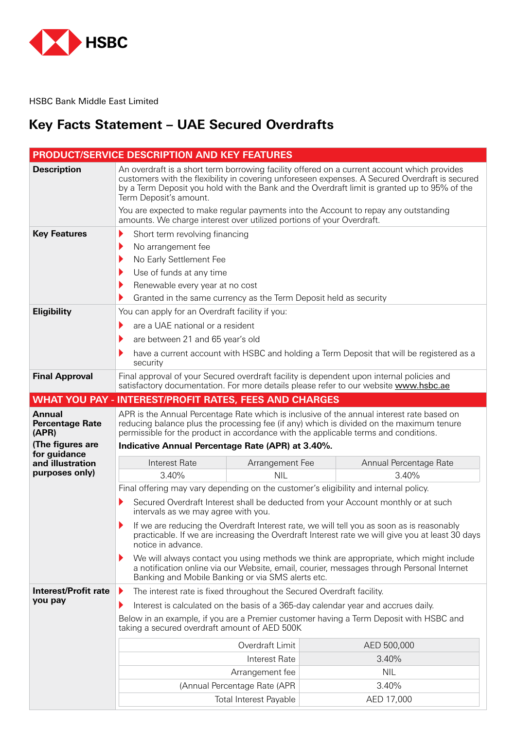HSBC

HSBC Bank Middle East Limited

# Key Facts Statement – UAE Secured Overdrafts

## PRODUCT/SERVICE DESCRIPTION AND KEY FEATURES

**Description**

An overdraft is a short term borrowing facility offered on a current account which provides customers with the flexibility in covering unforeseen expenses. A Secured Overdraft is secured by a Term Deposit you hold with the Bank and the Overdraft limit is granted up to 95% of the Term Deposit's amount.

You are expected to make regular payments into the Account to repay any outstanding amounts. We charge interest over utilized portions of your Overdraft.

**Key Features**

- Short term revolving financing
- No arrangement fee
- No Early Settlement Fee
- Use of funds at any time
- Renewable every year at no cost
- Granted in the same currency as the Term Deposit held as security

**Eligibility**

You can apply for an Overdraft facility if you:

- are a UAE national or a resident
- are between 21 and 65 year's old
- have a current account with HSBC and holding a Term Deposit that will be registered as a security

**Final Approval**

Final approval of your Secured overdraft facility is dependent upon internal policies and satisfactory documentation. For more details please refer to our website www.hsbc.ae

## WHAT YOU PAY - INTEREST/PROFIT RATES, FEES AND CHARGES

**Annual Percentage Rate (APR)**

**(The figures are for guidance and illustration purposes only)**

APR is the Annual Percentage Rate which is inclusive of the annual interest rate based on reducing balance plus the processing fee (if any) which is divided on the maximum tenure permissible for the product in accordance with the applicable terms and conditions.

**Indicative Annual Percentage Rate (APR) at 3.40%.**

| Interest Rate | Arrangement Fee | Annual Percentage Rate |
|---|---|---|
| 3.40% | NIL | 3.40% |

Final offering may vary depending on the customer's eligibility and internal policy.

- Secured Overdraft Interest shall be deducted from your Account monthly or at such intervals as we may agree with you.
- If we are reducing the Overdraft Interest rate, we will tell you as soon as is reasonably practicable. If we are increasing the Overdraft Interest rate we will give you at least 30 days notice in advance.
- We will always contact you using methods we think are appropriate, which might include a notification online via our Website, email, courier, messages through Personal Internet Banking and Mobile Banking or via SMS alerts etc.

**Interest/Profit rate you pay**

- The interest rate is fixed throughout the Secured Overdraft facility.
- Interest is calculated on the basis of a 365-day calendar year and accrues daily.

Below in an example, if you are a Premier customer having a Term Deposit with HSBC and taking a secured overdraft amount of AED 500K

| | |
|---|---|
| Overdraft Limit | AED 500,000 |
| Interest Rate | 3.40% |
| Arrangement fee | NIL |
| (Annual Percentage Rate (APR | 3.40% |
| Total Interest Payable | AED 17,000 |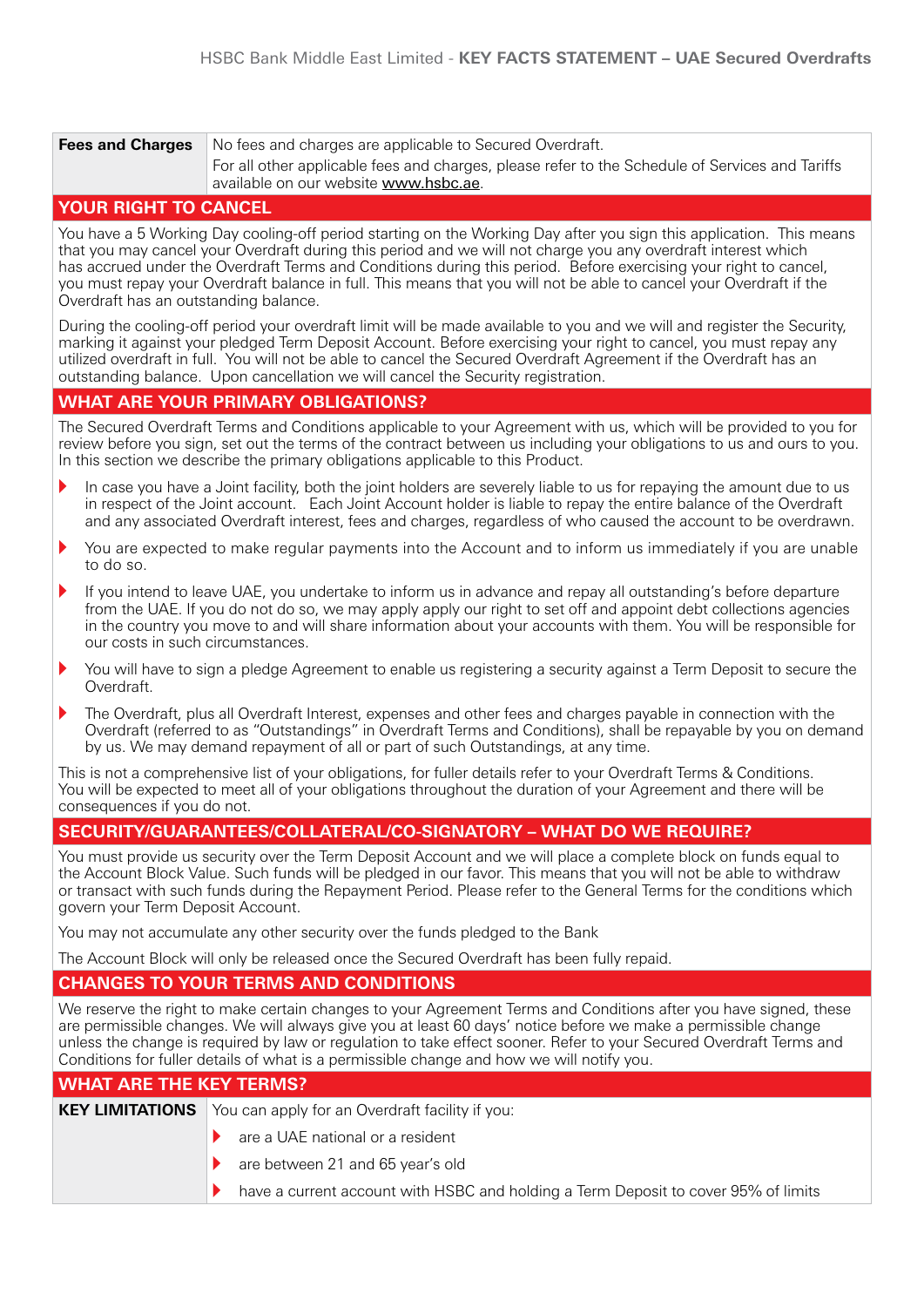| **Fees and Charges** | No fees and charges are applicable to Secured Overdraft. For all other applicable fees and charges, please refer to the Schedule of Services and Tariffs available on our website www.hsbc.ae. |
|---|---|

## YOUR RIGHT TO CANCEL

You have a 5 Working Day cooling-off period starting on the Working Day after you sign this application. This means that you may cancel your Overdraft during this period and we will not charge you any overdraft interest which has accrued under the Overdraft Terms and Conditions during this period. Before exercising your right to cancel, you must repay your Overdraft balance in full. This means that you will not be able to cancel your Overdraft if the Overdraft has an outstanding balance.

During the cooling-off period your overdraft limit will be made available to you and we will and register the Security, marking it against your pledged Term Deposit Account. Before exercising your right to cancel, you must repay any utilized overdraft in full. You will not be able to cancel the Secured Overdraft Agreement if the Overdraft has an outstanding balance. Upon cancellation we will cancel the Security registration.

## WHAT ARE YOUR PRIMARY OBLIGATIONS?

The Secured Overdraft Terms and Conditions applicable to your Agreement with us, which will be provided to you for review before you sign, set out the terms of the contract between us including your obligations to us and ours to you. In this section we describe the primary obligations applicable to this Product.

- In case you have a Joint facility, both the joint holders are severely liable to us for repaying the amount due to us in respect of the Joint account. Each Joint Account holder is liable to repay the entire balance of the Overdraft and any associated Overdraft interest, fees and charges, regardless of who caused the account to be overdrawn.
- You are expected to make regular payments into the Account and to inform us immediately if you are unable to do so.
- If you intend to leave UAE, you undertake to inform us in advance and repay all outstanding's before departure from the UAE. If you do not do so, we may apply apply our right to set off and appoint debt collections agencies in the country you move to and will share information about your accounts with them. You will be responsible for our costs in such circumstances.
- You will have to sign a pledge Agreement to enable us registering a security against a Term Deposit to secure the Overdraft.
- The Overdraft, plus all Overdraft Interest, expenses and other fees and charges payable in connection with the Overdraft (referred to as "Outstandings" in Overdraft Terms and Conditions), shall be repayable by you on demand by us. We may demand repayment of all or part of such Outstandings, at any time.

This is not a comprehensive list of your obligations, for fuller details refer to your Overdraft Terms & Conditions. You will be expected to meet all of your obligations throughout the duration of your Agreement and there will be consequences if you do not.

## SECURITY/GUARANTEES/COLLATERAL/CO-SIGNATORY – WHAT DO WE REQUIRE?

You must provide us security over the Term Deposit Account and we will place a complete block on funds equal to the Account Block Value. Such funds will be pledged in our favor. This means that you will not be able to withdraw or transact with such funds during the Repayment Period. Please refer to the General Terms for the conditions which govern your Term Deposit Account.

You may not accumulate any other security over the funds pledged to the Bank

The Account Block will only be released once the Secured Overdraft has been fully repaid.

## CHANGES TO YOUR TERMS AND CONDITIONS

We reserve the right to make certain changes to your Agreement Terms and Conditions after you have signed, these are permissible changes. We will always give you at least 60 days' notice before we make a permissible change unless the change is required by law or regulation to take effect sooner. Refer to your Secured Overdraft Terms and Conditions for fuller details of what is a permissible change and how we will notify you.

## WHAT ARE THE KEY TERMS?

| **KEY LIMITATIONS** | You can apply for an Overdraft facility if you:<br>- are a UAE national or a resident<br>- are between 21 and 65 year's old<br>- have a current account with HSBC and holding a Term Deposit to cover 95% of limits |
|---|---|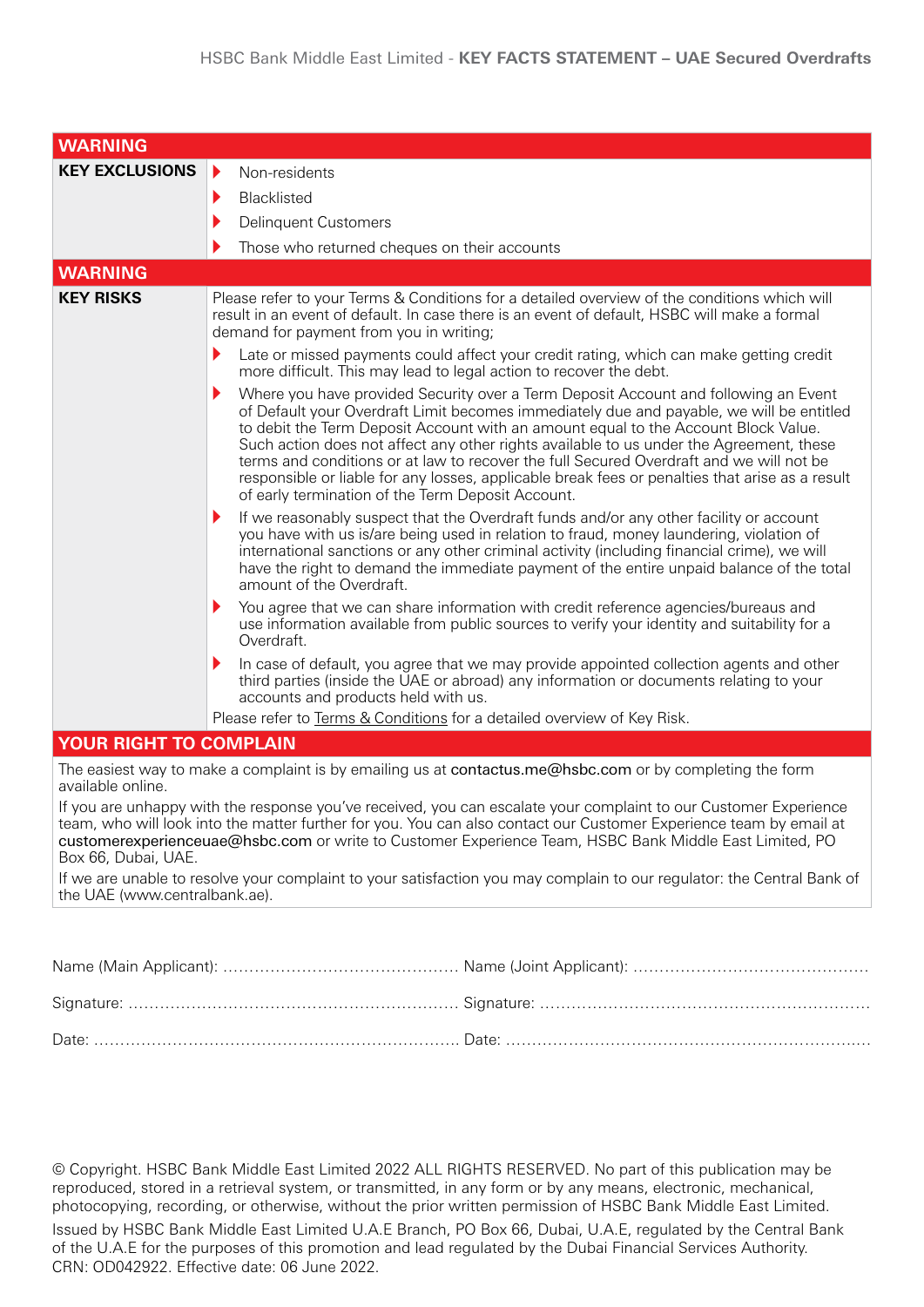## WARNING

**KEY EXCLUSIONS**

- Non-residents
- Blacklisted
- Delinquent Customers
- Those who returned cheques on their accounts

## WARNING

**KEY RISKS**

Please refer to your Terms & Conditions for a detailed overview of the conditions which will result in an event of default. In case there is an event of default, HSBC will make a formal demand for payment from you in writing;

- Late or missed payments could affect your credit rating, which can make getting credit more difficult. This may lead to legal action to recover the debt.
- Where you have provided Security over a Term Deposit Account and following an Event of Default your Overdraft Limit becomes immediately due and payable, we will be entitled to debit the Term Deposit Account with an amount equal to the Account Block Value. Such action does not affect any other rights available to us under the Agreement, these terms and conditions or at law to recover the full Secured Overdraft and we will not be responsible or liable for any losses, applicable break fees or penalties that arise as a result of early termination of the Term Deposit Account.
- If we reasonably suspect that the Overdraft funds and/or any other facility or account you have with us is/are being used in relation to fraud, money laundering, violation of international sanctions or any other criminal activity (including financial crime), we will have the right to demand the immediate payment of the entire unpaid balance of the total amount of the Overdraft.
- You agree that we can share information with credit reference agencies/bureaus and use information available from public sources to verify your identity and suitability for a Overdraft.
- In case of default, you agree that we may provide appointed collection agents and other third parties (inside the UAE or abroad) any information or documents relating to your accounts and products held with us.

Please refer to Terms & Conditions for a detailed overview of Key Risk.

## YOUR RIGHT TO COMPLAIN

The easiest way to make a complaint is by emailing us at contactus.me@hsbc.com or by completing the form available online.

If you are unhappy with the response you've received, you can escalate your complaint to our Customer Experience team, who will look into the matter further for you. You can also contact our Customer Experience team by email at customerexperienceuae@hsbc.com or write to Customer Experience Team, HSBC Bank Middle East Limited, PO Box 66, Dubai, UAE.

If we are unable to resolve your complaint to your satisfaction you may complain to our regulator: the Central Bank of the UAE (www.centralbank.ae).

Name (Main Applicant): ............................................ Name (Joint Applicant): ............................................

Signature: ............................................................. Signature: .............................................................

Date: .................................................................... Date: ....................................................................

© Copyright. HSBC Bank Middle East Limited 2022 ALL RIGHTS RESERVED. No part of this publication may be reproduced, stored in a retrieval system, or transmitted, in any form or by any means, electronic, mechanical, photocopying, recording, or otherwise, without the prior written permission of HSBC Bank Middle East Limited.

Issued by HSBC Bank Middle East Limited U.A.E Branch, PO Box 66, Dubai, U.A.E, regulated by the Central Bank of the U.A.E for the purposes of this promotion and lead regulated by the Dubai Financial Services Authority. CRN: OD042922. Effective date: 06 June 2022.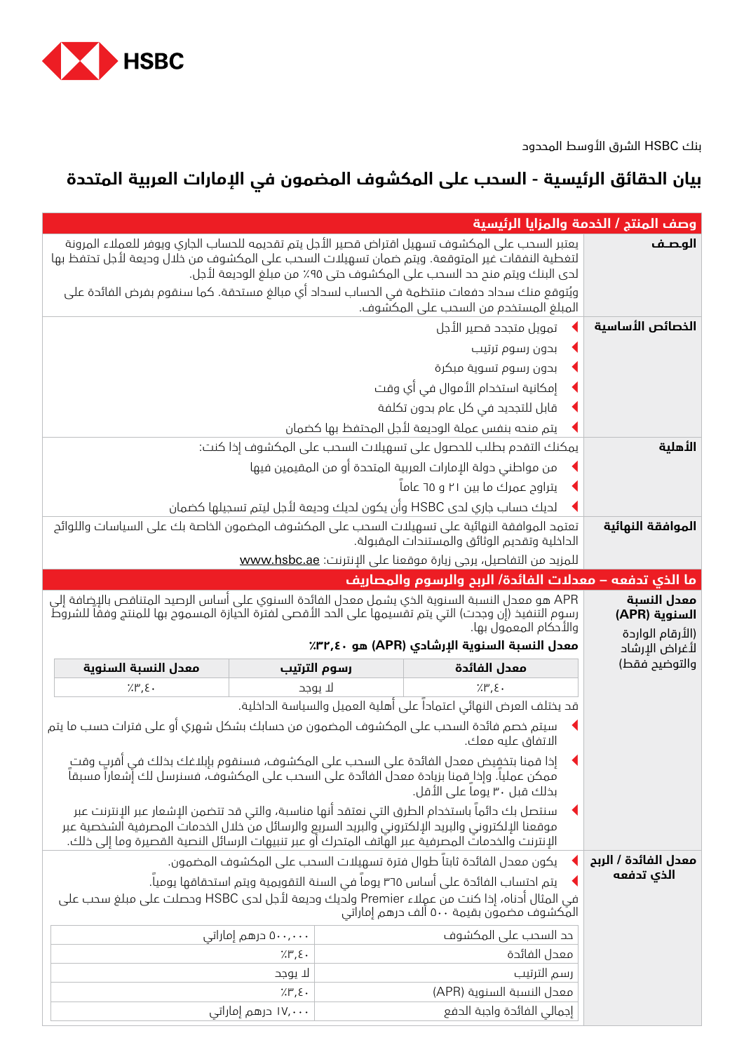HSBC

بنك HSBC الشرق الأوسط المحدود

# بيان الحقائق الرئيسية - السحب على المكشوف المضمون في الإمارات العربية المتحدة

## وصف المنتج / الخدمة والمزايا الرئيسية

**الوصـف**

يعتبر السحب على المكشوف تسهيل اقتراض قصير الأجل يتم تقديمه للحساب الجاري ويوفر للعملاء المرونة لتغطية النفقات غير المتوقعة. ويتم ضمان تسهيلات السحب على المكشوف من خلال وديعة لأجل تحتفظ بها لدى البنك ويتم منح حد السحب على المكشوف حتى ٩٥٪ من مبلغ الوديعة لأجل.

ويُتوقع منك سداد دفعات منتظمة في الحساب لسداد أي مبالغ مستحقة. كما سنقوم بفرض الفائدة على المبلغ المستخدم من السحب على المكشوف.

**الخصائص الأساسية**

- تمويل متجدد قصير الأجل
- بدون رسوم ترتيب
- بدون رسوم تسوية مبكرة
- إمكانية استخدام الأموال في أي وقت
- قابل للتجديد في كل عام بدون تكلفة
- يتم منحه بنفس عملة الوديعة لأجل المحتفظ بها كضمان

**الأهلية**

يمكنك التقدم بطلب للحصول على تسهيلات السحب على المكشوف إذا كنت:

- من مواطني دولة الإمارات العربية المتحدة أو من المقيمين فيها
- يتراوح عمرك ما بين ٢١ و ٦٥ عاماً
- لديك حساب جاري لدى HSBC وأن يكون لديك وديعة لأجل ليتم تسجيلها كضمان

**الموافقة النهائية**

تعتمد الموافقة النهائية على تسهيلات السحب على المكشوف المضمون الخاصة بك على السياسات واللوائح الداخلية وتقديم الوثائق والمستندات المقبولة.

للمزيد من التفاصيل، يرجى زيارة موقعنا على الإنترنت: www.hsbc.ae

## ما الذي تدفعه – معدلات الفائدة/ الربح والرسوم والمصاريف

**معدل النسبة السنوية (APR)** (الأرقام الواردة لأغراض الإرشاد والتوضيح فقط)

APR هو معدل النسبة السنوية الذي يشمل معدل الفائدة السنوي على أساس الرصيد المتناقص بالإضافة إلى رسوم التنفيذ (إن وجدت) التي يتم تقسيمها على الحد الأقصى لفترة الحيازة المسموح بها للمنتج وفقاً للشروط والأحكام المعمول بها.

**معدل النسبة السنوية الإرشادي (APR) هو ٣٫٤٠٪**

| معدل الفائدة | رسوم الترتيب | معدل النسبة السنوية |
|---|---|---|
| ٣٫٤٠٪ | لا يوجد | ٣٫٤٠٪ |

قد يختلف العرض النهائي اعتماداً على أهلية العميل والسياسة الداخلية.

- سيتم خصم فائدة السحب على المكشوف المضمون من حسابك بشكل شهري أو على فترات حسب ما يتم الاتفاق عليه معك.
- إذا قمنا بتخفيض معدل الفائدة على السحب على المكشوف، فسنقوم بإبلاغك بذلك في أقرب وقت ممكن عملياً. وإذا قمنا بزيادة معدل الفائدة على السحب على المكشوف، فسنرسل لك إشعاراً مسبقاً بذلك قبل ٣٠ يوماً على الأقل.
- سنتصل بك دائماً باستخدام الطرق التي نعتقد أنها مناسبة، والتي قد تتضمن الإشعار عبر الإنترنت عبر موقعنا الإلكتروني والبريد الإلكتروني والبريد السريع والرسائل من خلال الخدمات المصرفية الشخصية عبر الإنترنت والخدمات المصرفية عبر الهاتف المتحرك أو عبر تنبيهات الرسائل النصية القصيرة وما إلى ذلك.

**معدل الفائدة / الربح الذي تدفعه**

- يكون معدل الفائدة ثابتاً طوال فترة تسهيلات السحب على المكشوف المضمون.
- يتم احتساب الفائدة على أساس ٣٦٥ يوماً في السنة التقويمية ويتم استحقاقها يومياً.

في المثال أدناه، إذا كنت من عملاء Premier ولديك وديعة لأجل لدى HSBC وحصلت على مبلغ سحب على المكشوف مضمون بقيمة ٥٠٠ ألف درهم إماراتي

| | |
|---|---|
| حد السحب على المكشوف | ٥٠٠,٠٠٠ درهم إماراتي |
| معدل الفائدة | ٣٫٤٠٪ |
| رسم الترتيب | لا يوجد |
| معدل النسبة السنوية (APR) | ٣٫٤٠٪ |
| إجمالي الفائدة واجبة الدفع | ١٧,٠٠٠ درهم إماراتي |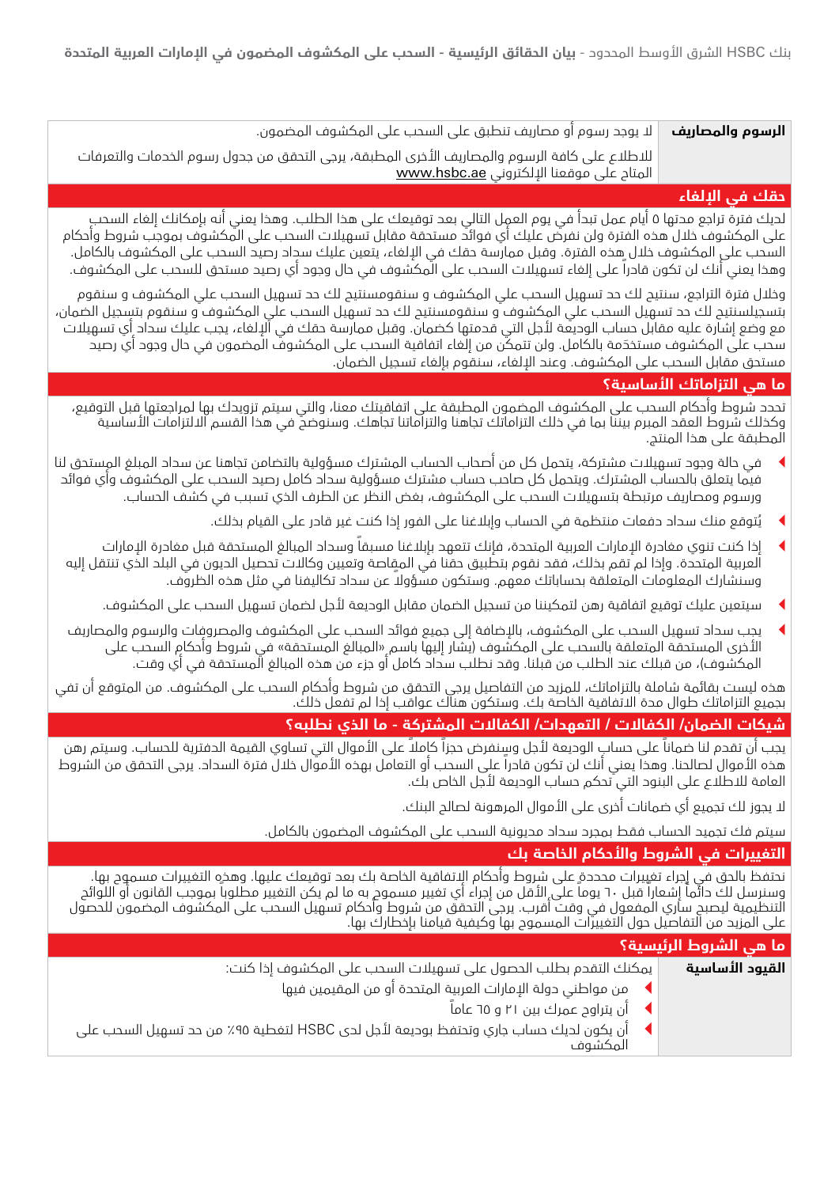| الرسوم والمصاريف | لا يوجد رسوم أو مصاريف تنطبق على السحب على المكشوف المضمون. للاطلاع على كافة الرسوم والمصاريف الأخرى المطبقة، يرجى التحقق من جدول رسوم الخدمات والتعرفات المتاح على موقعنا الإلكتروني www.hsbc.ae |
|---|---|

## حقك في الإلغاء

لديك فترة تراجع مدتها ٥ أيام عمل تبدأ في يوم العمل التالي بعد توقيعك على هذا الطلب. وهذا يعني أنه بإمكانك إلغاء السحب على المكشوف خلال هذه الفترة ولن نفرض عليك أي فوائد مستحقة مقابل تسهيلات السحب على المكشوف بموجب شروط وأحكام السحب على المكشوف خلال هذه الفترة. وقبل ممارسة حقك في الإلغاء، يتعين عليك سداد رصيد السحب على المكشوف بالكامل. وهذا يعني أنك لن تكون قادراً على إلغاء تسهيلات السحب على المكشوف في حال وجود أي رصيد مستحق للسحب على المكشوف.

وخلال فترة التراجع، سنتيح لك حد تسهيل السحب علي المكشوف و سنقومسنتيح لك حد تسهيل السحب علي المكشوف و سنقوم بتسجيلسنتيح لك حد تسهيل السحب علي المكشوف و سنقومسنتيح لك حد تسهيل السحب علي المكشوف و سنقوم بتسجيل الضمان، مع وضع إشارة عليه مقابل حساب الوديعة لأجل التي قدمتها كضمان. وقبل ممارسة حقك في الإلغاء، يجب عليك سداد أي تسهيلات سحب على المكشوف مستحَقة بالكامل. ولن تتمكن من إلغاء اتفاقية السحب على المكشوف المضمون في حال وجود أي رصيد مستحق مقابل السحب على المكشوف. وعند الإلغاء، سنقوم بإلغاء تسجيل الضمان.

## ما هي التزاماتك الأساسية؟

تحدد شروط وأحكام السحب على المكشوف المضمون المطبقة على اتفاقيتك معنا، والتي سيتم تزويدك بها لمراجعتها قبل التوقيع، وكذلك شروط العقد المبرم بيننا بما في ذلك التزاماتك تجاهنا والتزاماتنا تجاهك. وسنوضح في هذا القسم الالتزامات الأساسية المطبقة على هذا المنتج.

- في حالة وجود تسهيلات مشتركة، يتحمل كل من أصحاب الحساب المشترك مسؤولية بالتضامن تجاهنا عن سداد المبلغ المستحق لنا فيما يتعلق بالحساب المشترك. ويتحمل كل صاحب حساب مشترك مسؤولية سداد كامل رصيد السحب على المكشوف وأي فوائد ورسوم ومصاريف مرتبطة بتسهيلات السحب على المكشوف، بغض النظر عن الطرف الذي تسبب في كشف الحساب.
- يُتوقع منك سداد دفعات منتظمة في الحساب وإبلاغنا على الفور إذا كنت غير قادر على القيام بذلك.
- إذا كنت تنوي مغادرة الإمارات العربية المتحدة، فإنك تتعهد بإبلاغنا مسبقاً وسداد المبالغ المستحقة قبل مغادرة الإمارات العربية المتحدة. وإذا لم تقم بذلك، فقد نقوم بتطبيق حقنا في المقاصة وتعيين وكالات تحصيل الديون في البلد الذي تنتقل إليه وسنشارك المعلومات المتعلقة بحساباتك معهم. وستكون مسؤولاً عن سداد تكاليفنا في مثل هذه الظروف.
- سيتعين عليك توقيع اتفاقية رهن لتمكيننا من تسجيل الضمان مقابل الوديعة لأجل لضمان تسهيل السحب على المكشوف.
- يجب سداد تسهيل السحب على المكشوف، بالإضافة إلى جميع فوائد السحب على المكشوف والمصروفات والرسوم والمصاريف الأخرى المستحقة المتعلقة بالسحب على المكشوف (يشار إليها باسم «المبالغ المستحقة» في شروط وأحكام السحب على المكشوف)، من قبلك عند الطلب من قبلنا. وقد نطلب سداد كامل أو جزء من هذه المبالغ المستحقة في أي وقت.

هذه ليست بقائمة شاملة بالتزاماتك، للمزيد من التفاصيل يرجى التحقق من شروط وأحكام السحب على المكشوف. من المتوقع أن تفي بجميع التزاماتك طوال مدة الاتفاقية الخاصة بك. وستكون هناك عواقب إذا لم تفعل ذلك.

## شيكات الضمان/ الكفالات / التعهدات/ الكفالات المشتركة - ما الذي نطلبه؟

يجب أن تقدم لنا ضماناً على حساب الوديعة لأجل وسنفرض حجزاً كاملاً على الأموال التي تساوي القيمة الدفترية للحساب. وسيتم رهن هذه الأموال لصالحنا. وهذا يعني أنك لن تكون قادراً على السحب أو التعامل بهذه الأموال خلال فترة السداد. يرجى التحقق من الشروط العامة للاطلاع على البنود التي تحكم حساب الوديعة لأجل الخاص بك.

لا يجوز لك تجميع أي ضمانات أخرى على الأموال المرهونة لصالح البنك.

سيتم فك تجميد الحساب فقط بمجرد سداد مديونية السحب على المكشوف المضمون بالكامل.

## التغييرات في الشروط والأحكام الخاصة بك

نحتفظ بالحق في إجراء تغييرات محددةٍ على شروط وأحكام الاتفاقية الخاصة بك بعد توقيعك عليها. وهذه التغييرات مسموح بها. وسنرسل لك دائماً إشعاراً قبل ٦٠ يوماً على الأقل من إجراء أي تغيير مسموح به ما لم يكن التغيير مطلوباً بموجب القانون أو اللوائح التنظيمية ليصبح ساري المفعول في وقت أقرب. يرجى التحقق من شروط وأحكام تسهيل السحب على المكشوف المضمون للحصول على المزيد من التفاصيل حول التغييرات المسموح بها وكيفية قيامنا بإخطارك بها.

## ما هي الشروط الرئيسية؟

| القيود الأساسية | يمكنك التقدم بطلب الحصول على تسهيلات السحب على المكشوف إذا كنت:<br>- من مواطني دولة الإمارات العربية المتحدة أو من المقيمين فيها<br>- أن يتراوح عمرك بين ٢١ و ٦٥ عاماً<br>- أن يكون لديك حساب جاري وتحتفظ بوديعة لأجل لدى HSBC لتغطية ٩٥٪ من حد تسهيل السحب على المكشوف |
|---|---|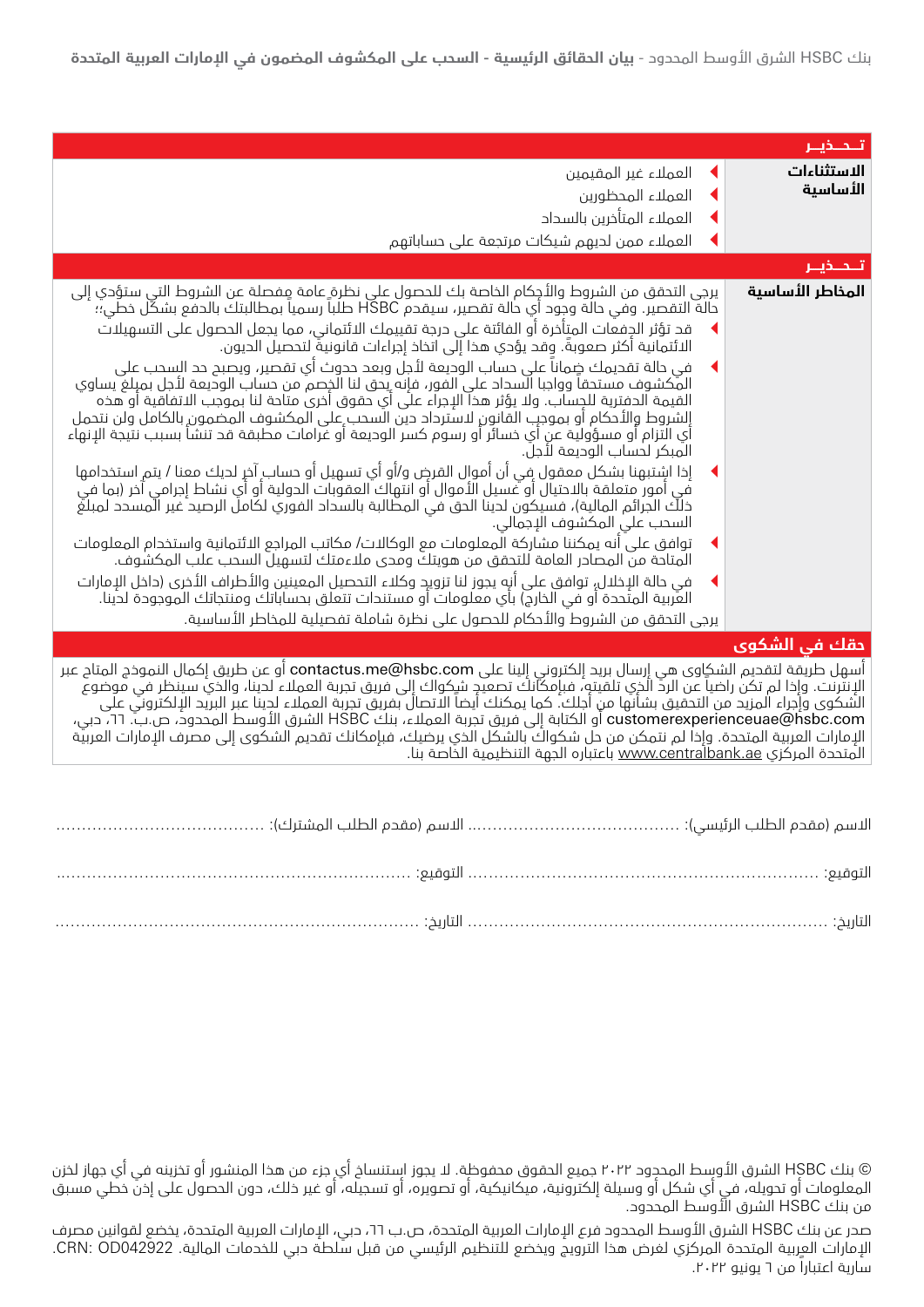| تـحـذيـر | |
| --- | --- |
| **الاستثناءات الأساسية** | ◀ العملاء غير المقيمين<br>◀ العملاء المحظورين<br>◀ العملاء المتأخرين بالسداد<br>◀ العملاء ممن لديهم شيكات مرتجعة على حساباتهم |

| تـحـذيـر | |
| --- | --- |
| **المخاطر الأساسية** | يرجى التحقق من الشروط والأحكام الخاصة بك للحصول على نظرة عامة مفصلة عن الشروط التي ستؤدي إلى حالة التقصير. وفي حالة وجود أي حالة تقصير، سيقدم HSBC طلباً رسمياً بمطالبتك بالدفع بشكل خطي؛:<br>◀ قد تؤثر الدفعات المتأخرة أو الفائتة على درجة تقييمك الائتماني، مما يجعل الحصول على التسهيلات الائتمانية أكثر صعوبةً. وقد يؤدي هذا إلى اتخاذ إجراءات قانونية لتحصيل الديون.<br>◀ في حالة تقديمك ضماناً على حساب الوديعة لأجل وبعد حدوث أي تقصير، ويصبح حد السحب على المكشوف مستحقاً وواجبا السداد على الفور، فإنه يحق لنا الخصم من حساب الوديعة لأجل بمبلغ يساوي القيمة الدفترية للحساب. ولا يؤثر هذا الإجراء على أي حقوق أخرى متاحة لنا بموجب الاتفاقية أو هذه الشروط والأحكام أو بموجب القانون لاسترداد دين السحب على المكشوف المضمون بالكامل ولن نتحمل أي التزام أو مسؤولية عن أي خسائر أو رسوم كسر الوديعة أو غرامات مطبقة قد تنشأ بسبب نتيجة الإنهاء المبكر لحساب الوديعة لأجل.<br>◀ إذا اشتبهنا بشكل معقول في أن أموال القرض و/أو أي تسهيل أو حساب آخر لديك معنا / يتم استخدامها في أمور متعلقة بالاحتيال أو غسيل الأموال أو انتهاك العقوبات الدولية أو أي نشاط إجرامي آخر (بما في ذلك الجرائم المالية)، فسيكون لدينا الحق في المطالبة بالسداد الفوري لكامل الرصيد غير المسدد لمبلغ السحب على المكشوف الإجمالي.<br>◀ توافق على أنه يمكننا مشاركة المعلومات مع الوكالات/ مكاتب المراجع الائتمانية واستخدام المعلومات المتاحة من المصادر العامة للتحقق من هويتك ومدى ملاءمتك لتسهيل السحب على المكشوف.<br>◀ في حالة الإخلال، توافق على أنه يجوز لنا تزويد وكلاء التحصيل المعينين والأطراف الأخرى (داخل الإمارات العربية المتحدة أو في الخارج) بأي معلومات أو مستندات تتعلق بحساباتك ومنتجاتك الموجودة لدينا.<br>يرجى التحقق من الشروط والأحكام للحصول على نظرة شاملة تفصيلية للمخاطر الأساسية. |

## حقك في الشكوى

أسهل طريقة لتقديم الشكاوى هي إرسال بريد إلكتروني إلينا على **contactus.me@hsbc.com** أو عن طريق إكمال النموذج المتاح عبر الإنترنت. وإذا لم تكن راضياً عن الرد الذي تلقيته، فبإمكانك تصعيد شكواك إلى فريق تجربة العملاء لدينا، والذي سينظر في موضوع الشكوى وإجراء المزيد من التحقيق بشأنها من أجلك. كما يمكنك أيضاً الاتصال بفريق تجربة العملاء لدينا عبر البريد الإلكتروني على **customerexperienceuae@hsbc.com** أو الكتابة إلى فريق تجربة العملاء، بنك HSBC الشرق الأوسط المحدود، ص.ب. ٦٦، دبي، الإمارات العربية المتحدة. وإذا لم نتمكن من حل شكواك بالشكل الذي يرضيك، فبإمكانك تقديم الشكوى إلى مصرف الإمارات العربية المتحدة المركزي www.centralbank.ae باعتباره الجهة التنظيمية الخاصة بنا.

الاسم (مقدم الطلب الرئيسي): ........................................ الاسم (مقدم الطلب المشترك): ........................................

التوقيع: ................................................................ التوقيع: ................................................................

التاريخ: ................................................................ التاريخ: ................................................................

© بنك HSBC الشرق الأوسط المحدود ٢٠٢٢ جميع الحقوق محفوظة. لا يجوز استنساخ أي جزء من هذا المنشور أو تخزينه في أي جهاز لخزن المعلومات أو تحويله، في أي شكل أو وسيلة إلكترونية، ميكانيكية، أو تصويره، أو تسجيله، أو غير ذلك، دون الحصول على إذن خطي مسبق من بنك HSBC الشرق الأوسط المحدود.

صدر عن بنك HSBC الشرق الأوسط المحدود فرع الإمارات العربية المتحدة، ص.ب ٦٦، دبي، الإمارات العربية المتحدة، يخضع لقوانين مصرف الإمارات العربية المتحدة المركزي لغرض هذا الترويج ويخضع للتنظيم الرئيسي من قبل سلطة دبي للخدمات المالية. CRN: OD042922.
سارية اعتبارا من ٦ يونيو ٢٠٢٢.